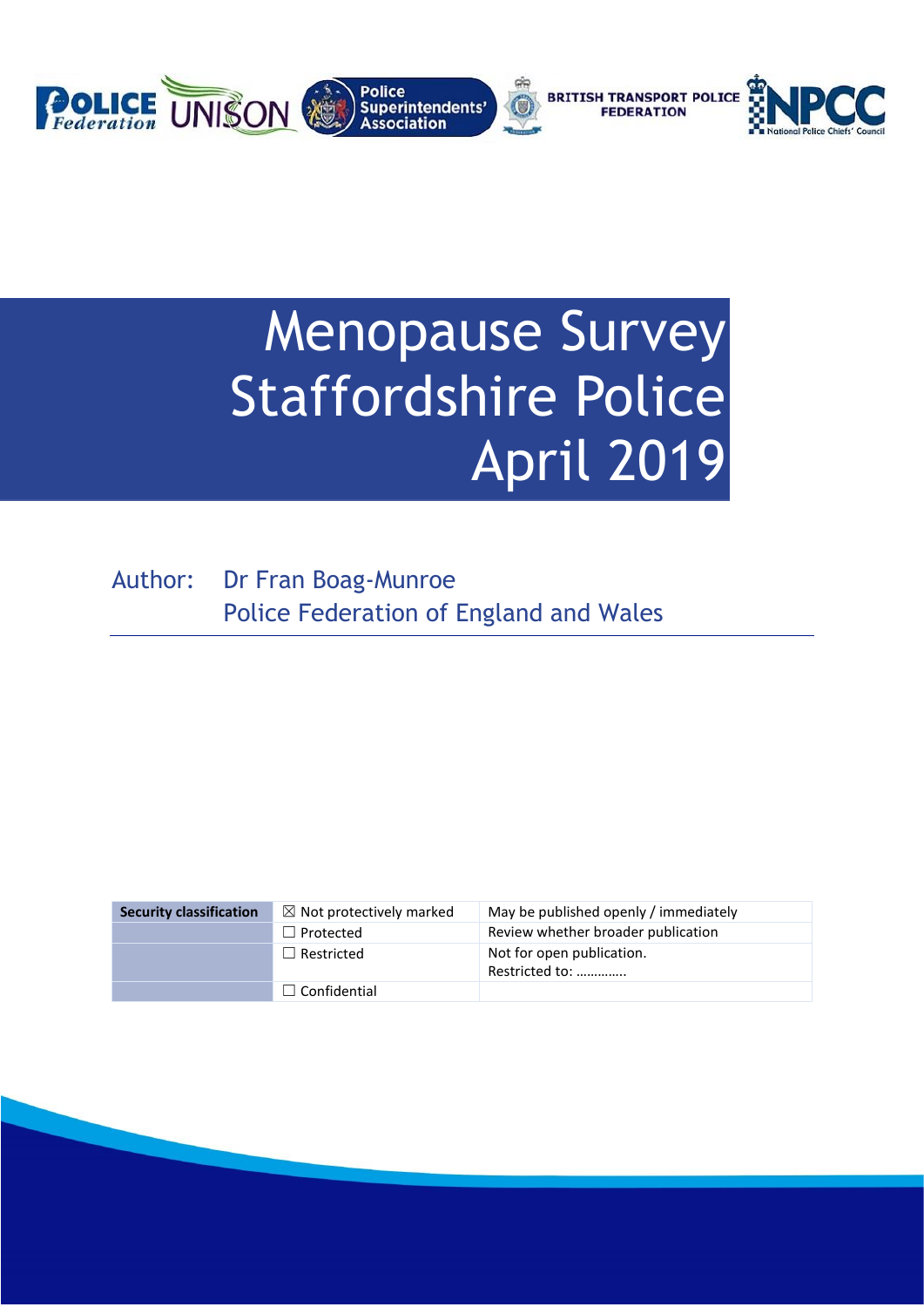# Menopause Survey Staffordshire Police April 2019

Author: Dr Fran Boag-Munroe
Police Federation of England and Wales

| Security classification | ☒ Not protectively marked | May be published openly / immediately |
|---|---|---|
| | ☐ Protected | Review whether broader publication |
| | ☐ Restricted | Not for open publication. Restricted to: …………. |
| | ☐ Confidential | |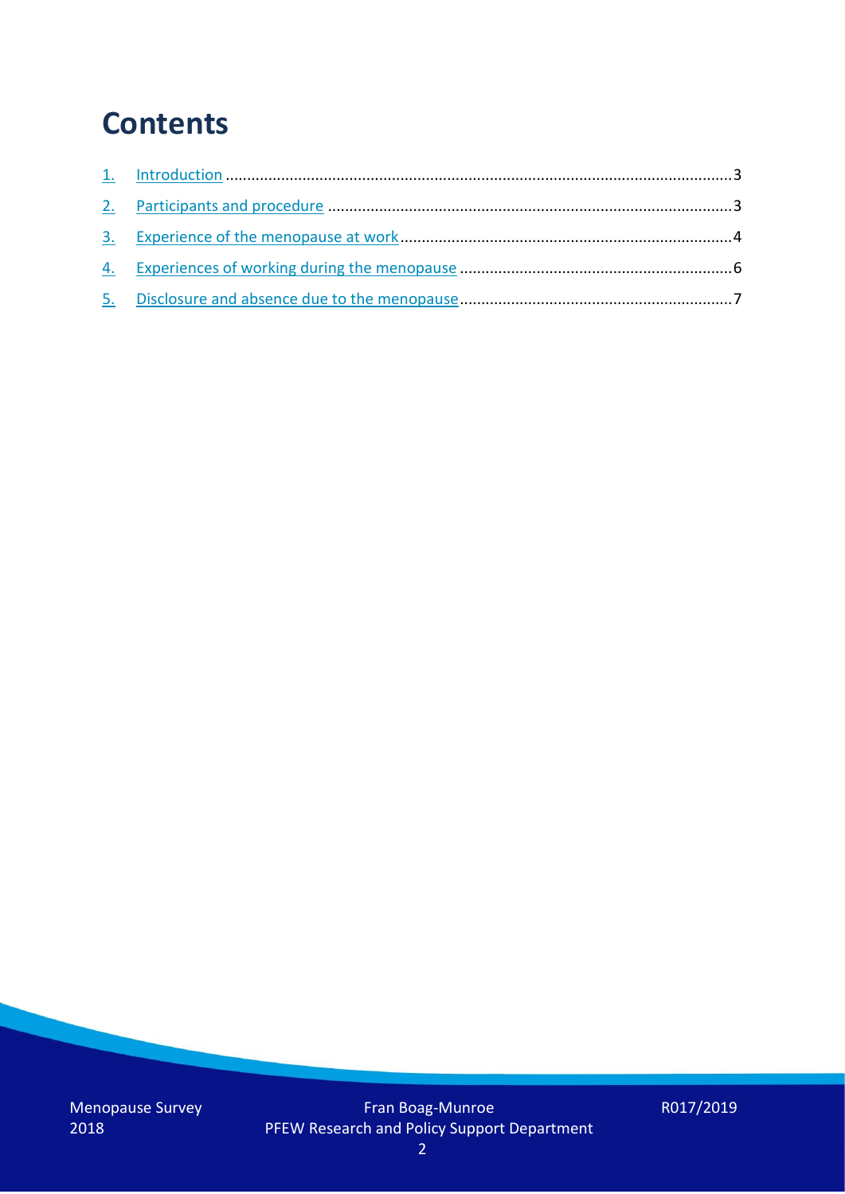# Contents

1. Introduction ........................................................................................................................3
2. Participants and procedure ...............................................................................................3
3. Experience of the menopause at work ..............................................................................4
4. Experiences of working during the menopause .................................................................6
5. Disclosure and absence due to the menopause.................................................................7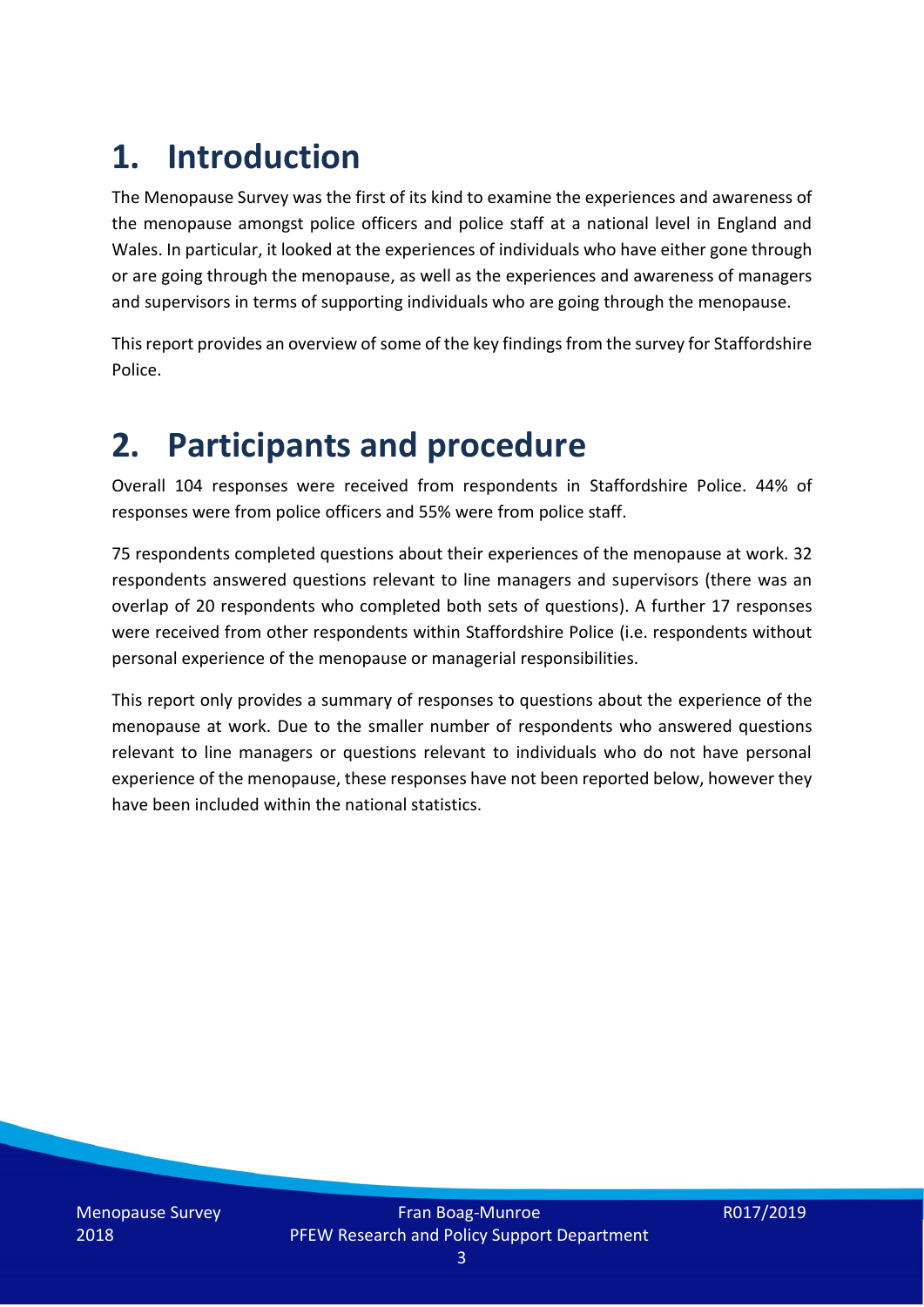# 1. Introduction

The Menopause Survey was the first of its kind to examine the experiences and awareness of the menopause amongst police officers and police staff at a national level in England and Wales. In particular, it looked at the experiences of individuals who have either gone through or are going through the menopause, as well as the experiences and awareness of managers and supervisors in terms of supporting individuals who are going through the menopause.

This report provides an overview of some of the key findings from the survey for Staffordshire Police.

# 2. Participants and procedure

Overall 104 responses were received from respondents in Staffordshire Police. 44% of responses were from police officers and 55% were from police staff.

75 respondents completed questions about their experiences of the menopause at work. 32 respondents answered questions relevant to line managers and supervisors (there was an overlap of 20 respondents who completed both sets of questions). A further 17 responses were received from other respondents within Staffordshire Police (i.e. respondents without personal experience of the menopause or managerial responsibilities.

This report only provides a summary of responses to questions about the experience of the menopause at work. Due to the smaller number of respondents who answered questions relevant to line managers or questions relevant to individuals who do not have personal experience of the menopause, these responses have not been reported below, however they have been included within the national statistics.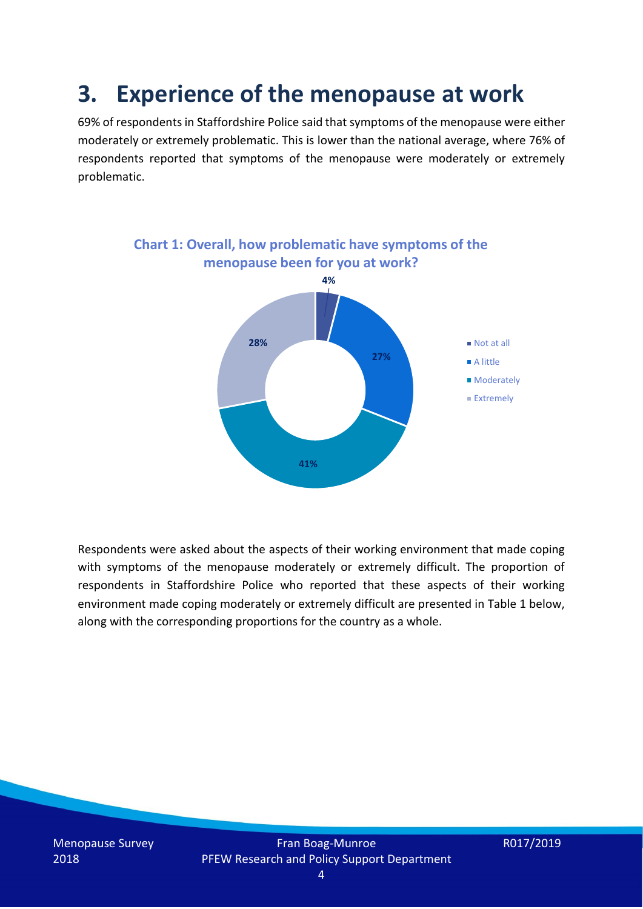# 3. Experience of the menopause at work

69% of respondents in Staffordshire Police said that symptoms of the menopause were either moderately or extremely problematic. This is lower than the national average, where 76% of respondents reported that symptoms of the menopause were moderately or extremely problematic.

**Chart 1: Overall, how problematic have symptoms of the menopause been for you at work?**

| Response | Percentage |
| --- | --- |
| Not at all | 4% |
| A little | 27% |
| Moderately | 41% |
| Extremely | 28% |

Respondents were asked about the aspects of their working environment that made coping with symptoms of the menopause moderately or extremely difficult. The proportion of respondents in Staffordshire Police who reported that these aspects of their working environment made coping moderately or extremely difficult are presented in Table 1 below, along with the corresponding proportions for the country as a whole.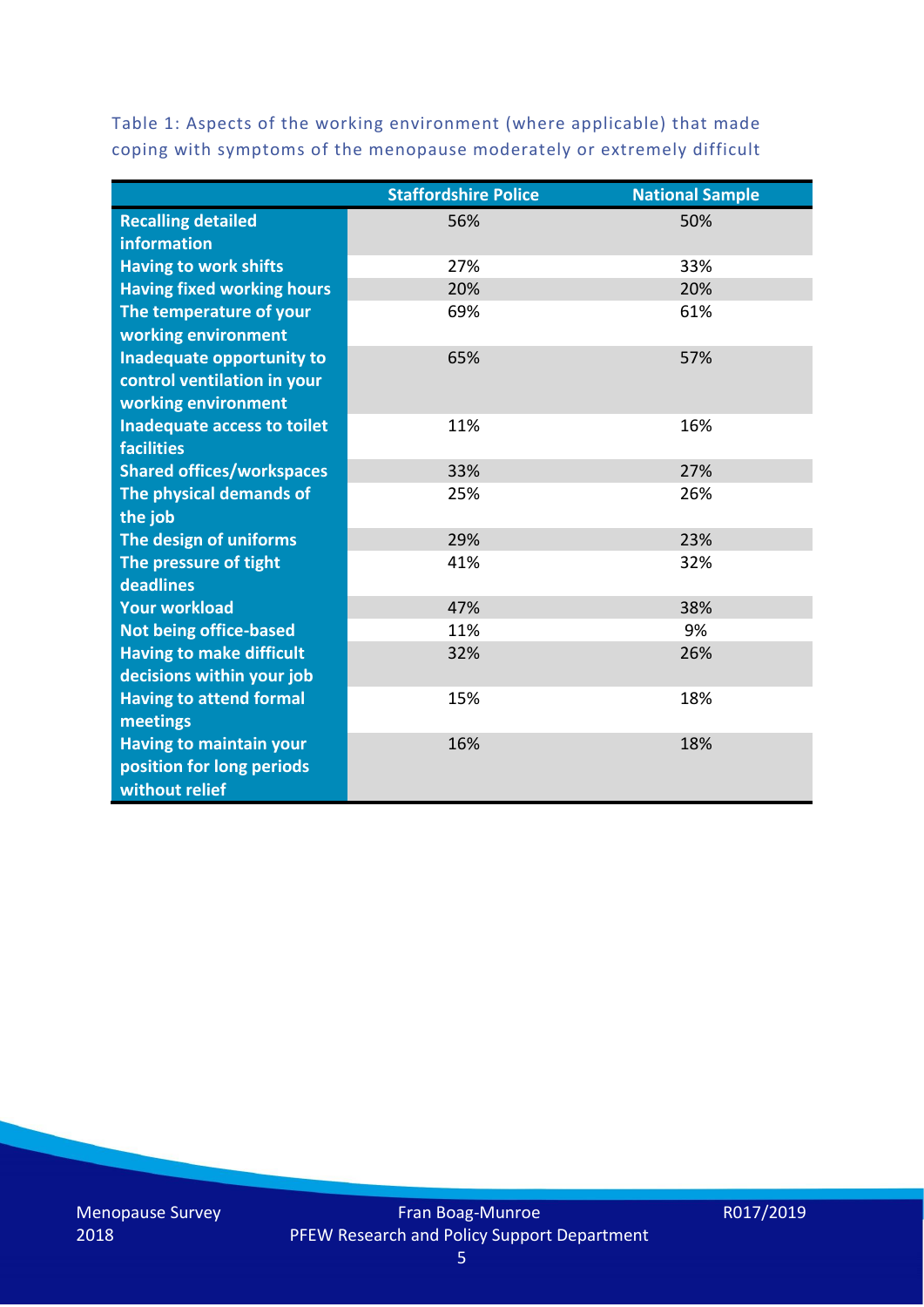Table 1: Aspects of the working environment (where applicable) that made coping with symptoms of the menopause moderately or extremely difficult

| | Staffordshire Police | National Sample |
|---|---|---|
| **Recalling detailed information** | 56% | 50% |
| **Having to work shifts** | 27% | 33% |
| **Having fixed working hours** | 20% | 20% |
| **The temperature of your working environment** | 69% | 61% |
| **Inadequate opportunity to control ventilation in your working environment** | 65% | 57% |
| **Inadequate access to toilet facilities** | 11% | 16% |
| **Shared offices/workspaces** | 33% | 27% |
| **The physical demands of the job** | 25% | 26% |
| **The design of uniforms** | 29% | 23% |
| **The pressure of tight deadlines** | 41% | 32% |
| **Your workload** | 47% | 38% |
| **Not being office-based** | 11% | 9% |
| **Having to make difficult decisions within your job** | 32% | 26% |
| **Having to attend formal meetings** | 15% | 18% |
| **Having to maintain your position for long periods without relief** | 16% | 18% |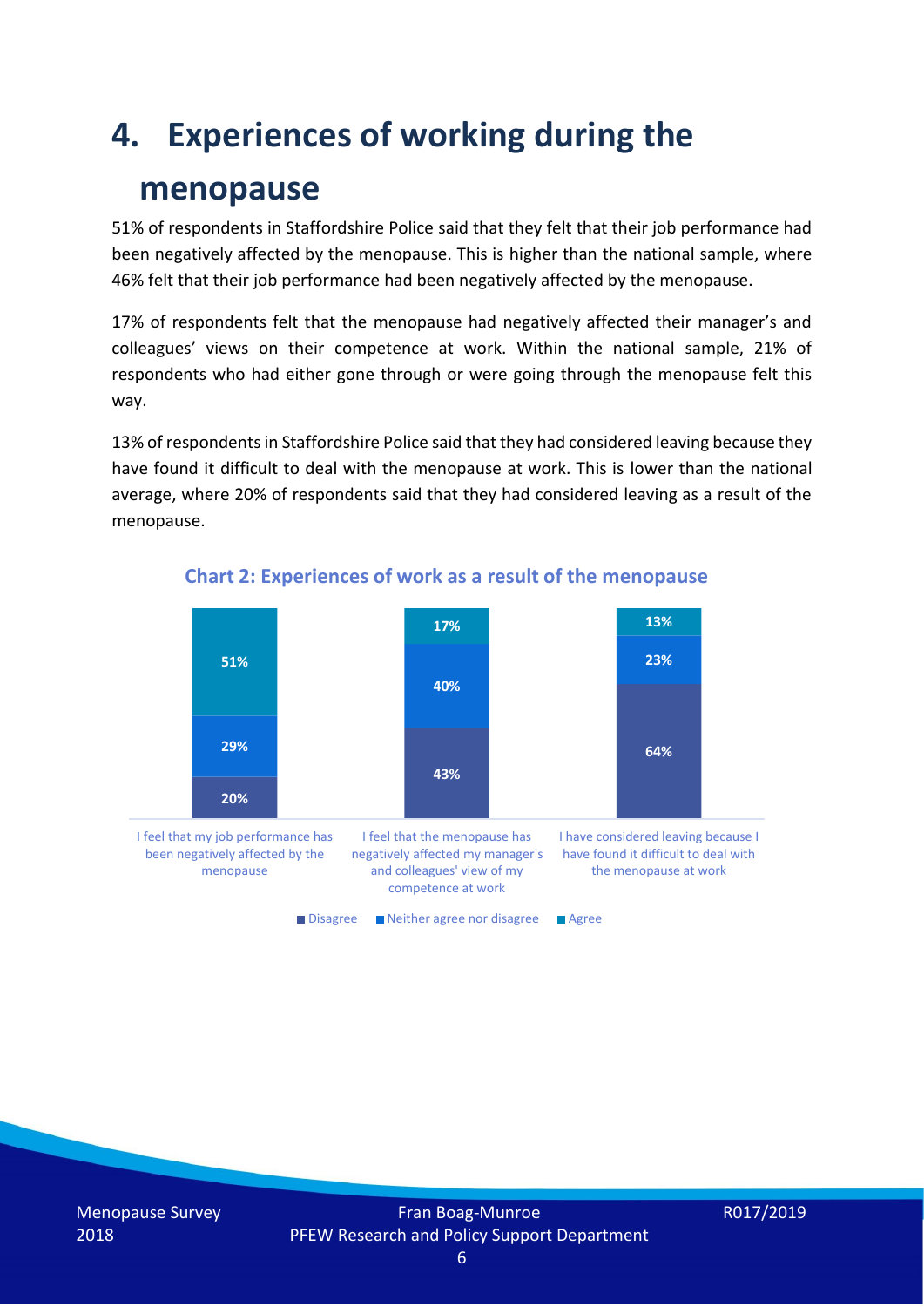# 4. Experiences of working during the menopause

51% of respondents in Staffordshire Police said that they felt that their job performance had been negatively affected by the menopause. This is higher than the national sample, where 46% felt that their job performance had been negatively affected by the menopause.

17% of respondents felt that the menopause had negatively affected their manager's and colleagues' views on their competence at work. Within the national sample, 21% of respondents who had either gone through or were going through the menopause felt this way.

13% of respondents in Staffordshire Police said that they had considered leaving because they have found it difficult to deal with the menopause at work. This is lower than the national average, where 20% of respondents said that they had considered leaving as a result of the menopause.

**Chart 2: Experiences of work as a result of the menopause**

| | Disagree | Neither agree nor disagree | Agree |
|---|---|---|---|
| I feel that my job performance has been negatively affected by the menopause | 20% | 29% | 51% |
| I feel that the menopause has negatively affected my manager's and colleagues' view of my competence at work | 43% | 40% | 17% |
| I have considered leaving because I have found it difficult to deal with the menopause at work | 64% | 23% | 13% |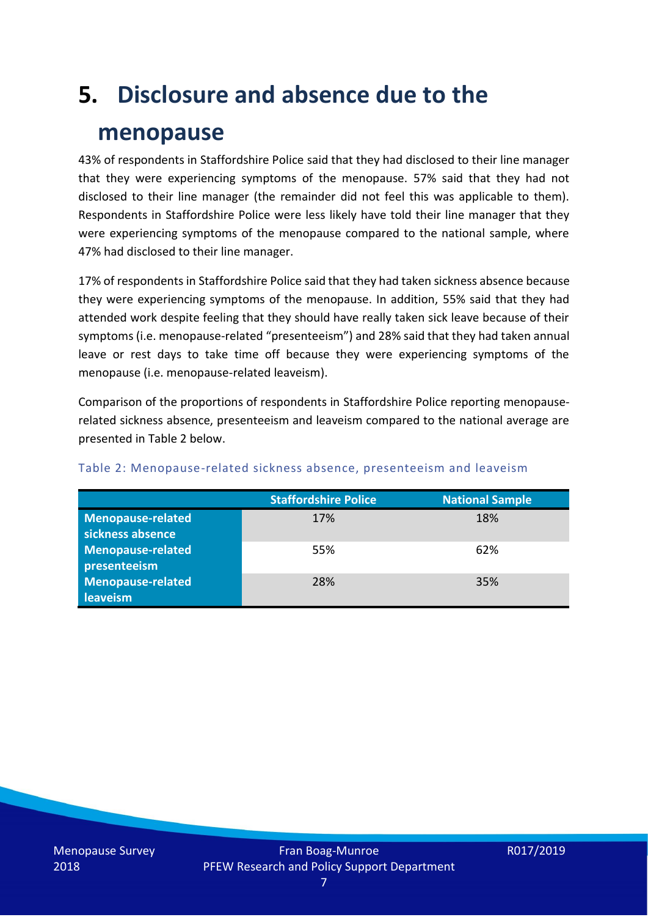# 5. Disclosure and absence due to the menopause

43% of respondents in Staffordshire Police said that they had disclosed to their line manager that they were experiencing symptoms of the menopause. 57% said that they had not disclosed to their line manager (the remainder did not feel this was applicable to them). Respondents in Staffordshire Police were less likely have told their line manager that they were experiencing symptoms of the menopause compared to the national sample, where 47% had disclosed to their line manager.

17% of respondents in Staffordshire Police said that they had taken sickness absence because they were experiencing symptoms of the menopause. In addition, 55% said that they had attended work despite feeling that they should have really taken sick leave because of their symptoms (i.e. menopause-related "presenteeism") and 28% said that they had taken annual leave or rest days to take time off because they were experiencing symptoms of the menopause (i.e. menopause-related leaveism).

Comparison of the proportions of respondents in Staffordshire Police reporting menopause-related sickness absence, presenteeism and leaveism compared to the national average are presented in Table 2 below.

Table 2: Menopause-related sickness absence, presenteeism and leaveism

| | Staffordshire Police | National Sample |
|---|---|---|
| **Menopause-related sickness absence** | 17% | 18% |
| **Menopause-related presenteeism** | 55% | 62% |
| **Menopause-related leaveism** | 28% | 35% |